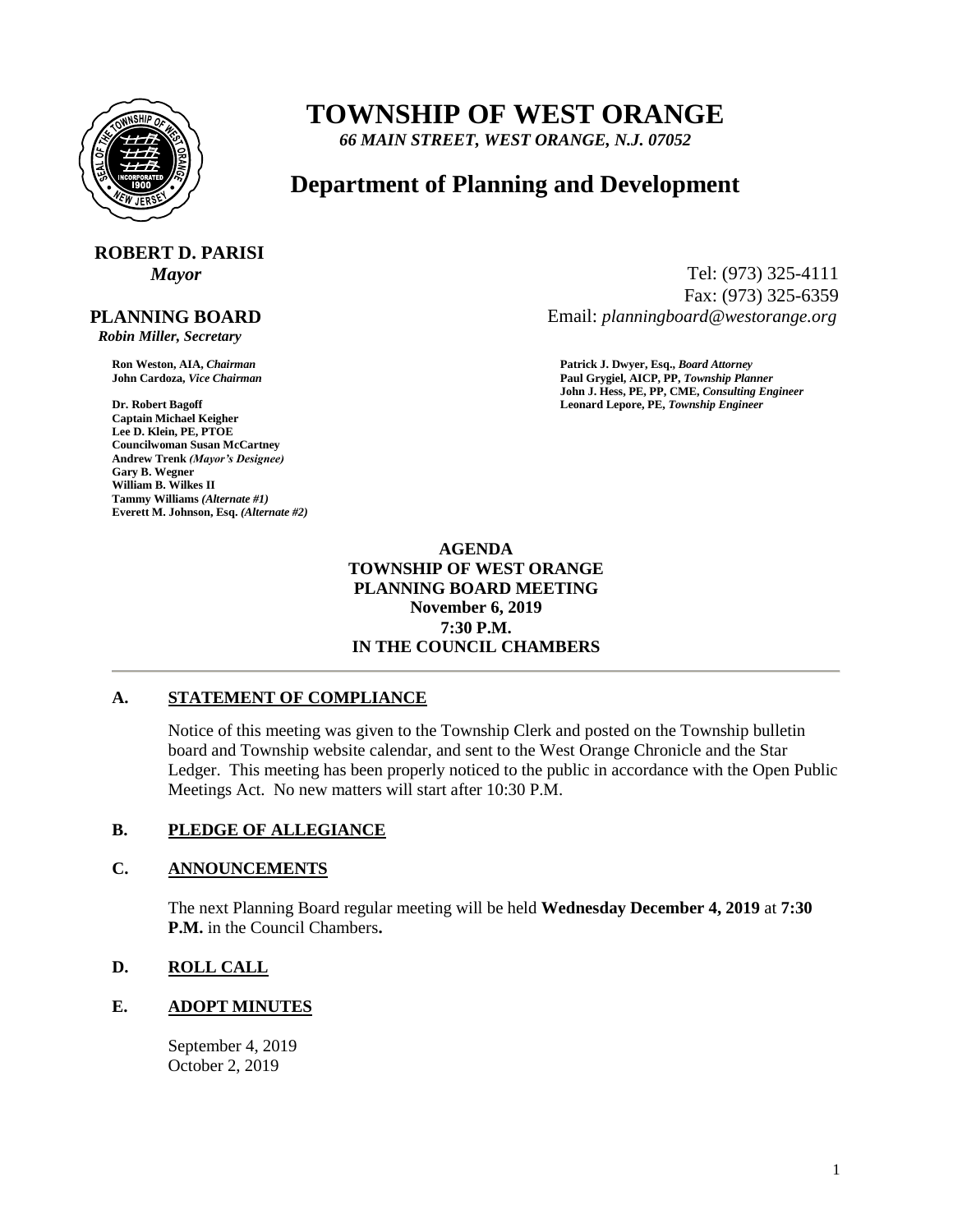# TOWNSHIP OF WEST ORANGE

*66 MAIN STREET, WEST ORANGE, N.J. 07052*

## Department of Planning and Development

**ROBERT D. PARISI**
*Mayor*

Tel: (973) 325-4111
Fax: (973) 325-6359
Email: *planningboard@westorange.org*

**PLANNING BOARD**
*Robin Miller, Secretary*

**Ron Weston, AIA,** ***Chairman***
**John Cardoza,** ***Vice Chairman***

**Dr. Robert Bagoff**
**Captain Michael Keigher**
**Lee D. Klein, PE, PTOE**
**Councilwoman Susan McCartney**
**Andrew Trenk** ***(Mayor's Designee)***
**Gary B. Wegner**
**William B. Wilkes II**
**Tammy Williams** ***(Alternate #1)***
**Everett M. Johnson, Esq.** ***(Alternate #2)***

**Patrick J. Dwyer, Esq.,** ***Board Attorney***
**Paul Grygiel, AICP, PP,** ***Township Planner***
**John J. Hess, PE, PP, CME,** ***Consulting Engineer***
**Leonard Lepore, PE,** ***Township Engineer***

**AGENDA**
**TOWNSHIP OF WEST ORANGE**
**PLANNING BOARD MEETING**
**November 6, 2019**
**7:30 P.M.**
**IN THE COUNCIL CHAMBERS**

---

**A. STATEMENT OF COMPLIANCE**

Notice of this meeting was given to the Township Clerk and posted on the Township bulletin board and Township website calendar, and sent to the West Orange Chronicle and the Star Ledger. This meeting has been properly noticed to the public in accordance with the Open Public Meetings Act. No new matters will start after 10:30 P.M.

**B. PLEDGE OF ALLEGIANCE**

**C. ANNOUNCEMENTS**

The next Planning Board regular meeting will be held **Wednesday December 4, 2019** at **7:30 P.M.** in the Council Chambers**.**

**D. ROLL CALL**

**E. ADOPT MINUTES**

September 4, 2019
October 2, 2019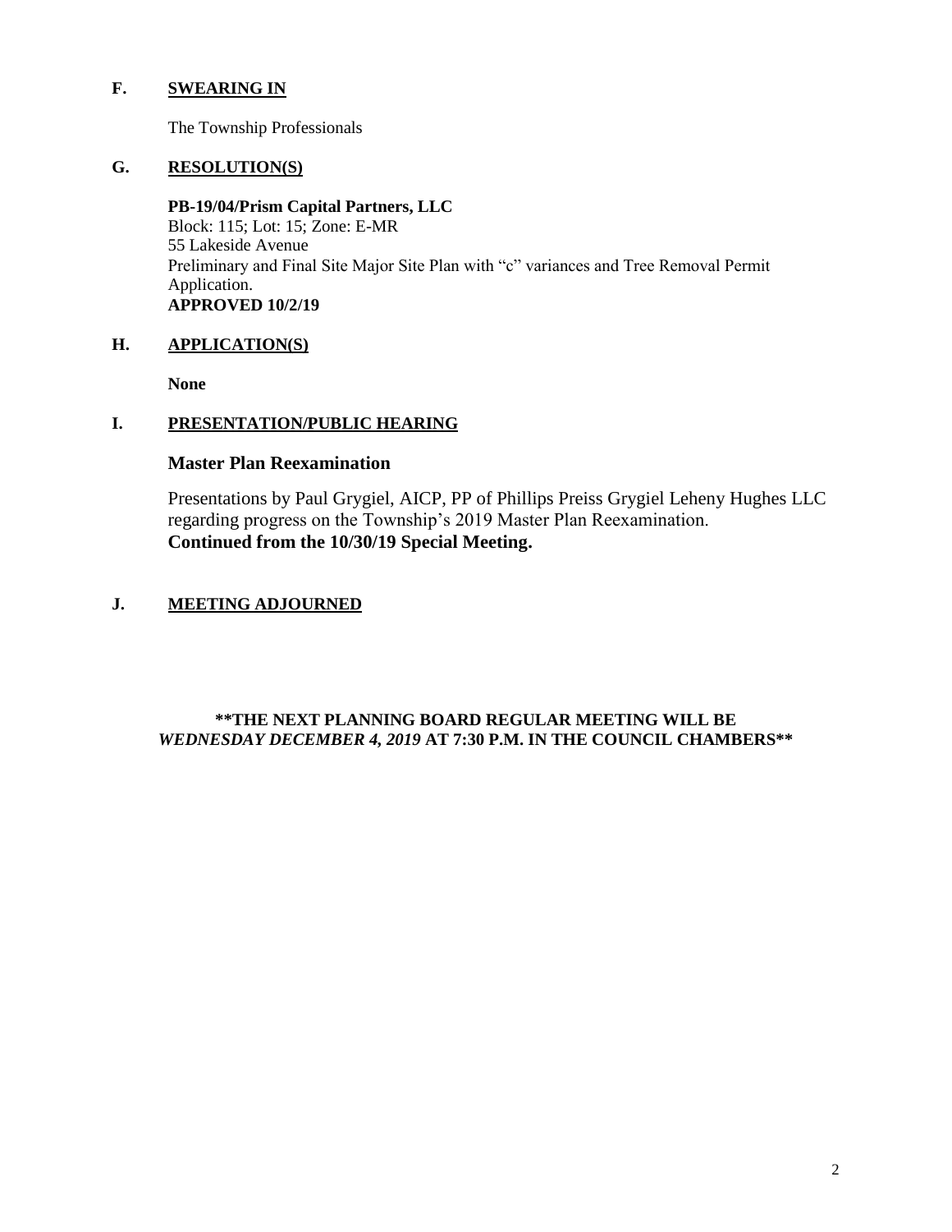## F. SWEARING IN

The Township Professionals

## G. RESOLUTION(S)

**PB-19/04/Prism Capital Partners, LLC**
Block: 115; Lot: 15; Zone: E-MR
55 Lakeside Avenue
Preliminary and Final Site Major Site Plan with "c" variances and Tree Removal Permit Application.
**APPROVED 10/2/19**

## H. APPLICATION(S)

**None**

## I. PRESENTATION/PUBLIC HEARING

### Master Plan Reexamination

Presentations by Paul Grygiel, AICP, PP of Phillips Preiss Grygiel Leheny Hughes LLC regarding progress on the Township's 2019 Master Plan Reexamination.
**Continued from the 10/30/19 Special Meeting.**

## J. MEETING ADJOURNED

****THE NEXT PLANNING BOARD REGULAR MEETING WILL BE *WEDNESDAY DECEMBER 4, 2019* AT 7:30 P.M. IN THE COUNCIL CHAMBERS****